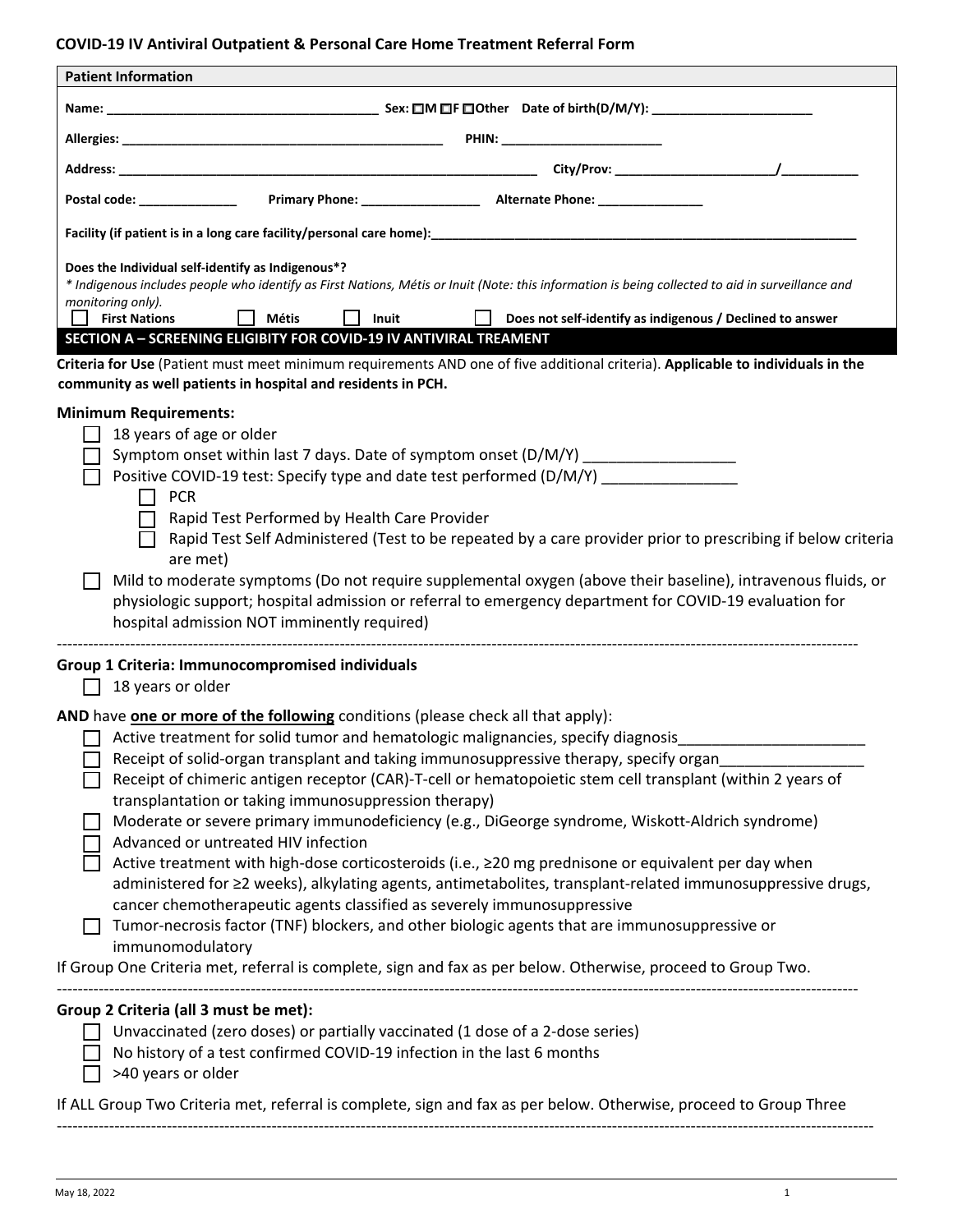# COVID-19 IV Antiviral Outpatient & Personal Care Home Treatment Referral Form

**Patient Information**

**Name:** ______________________________________ **Sex:** ☐M ☐F ☐Other **Date of birth(D/M/Y):** ______________________

**Allergies:** ____________________________________________ **PHIN:** ______________________

**Address:** ___________________________________________________________ **City/Prov:** _____________________/__________

**Postal code:** _____________ **Primary Phone:** ________________ **Alternate Phone:** ______________

**Facility (if patient is in a long care facility/personal care home):**____________________________________________________________

**Does the Individual self-identify as Indigenous*?**

*\* Indigenous includes people who identify as First Nations, Métis or Inuit (Note: this information is being collected to aid in surveillance and monitoring only).*

☐ **First Nations** ☐ **Métis** ☐ **Inuit** ☐ **Does not self-identify as indigenous / Declined to answer**

## SECTION A – SCREENING ELIGIBITY FOR COVID-19 IV ANTIVIRAL TREAMENT

**Criteria for Use** (Patient must meet minimum requirements AND one of five additional criteria). **Applicable to individuals in the community as well patients in hospital and residents in PCH.**

### Minimum Requirements:

- ☐ 18 years of age or older
- ☐ Symptom onset within last 7 days. Date of symptom onset (D/M/Y) __________________
- ☐ Positive COVID-19 test: Specify type and date test performed (D/M/Y) ________________
  - ☐ PCR
  - ☐ Rapid Test Performed by Health Care Provider
  - ☐ Rapid Test Self Administered (Test to be repeated by a care provider prior to prescribing if below criteria are met)
- ☐ Mild to moderate symptoms (Do not require supplemental oxygen (above their baseline), intravenous fluids, or physiologic support; hospital admission or referral to emergency department for COVID-19 evaluation for hospital admission NOT imminently required)

---

### Group 1 Criteria: Immunocompromised individuals

- ☐ 18 years or older

**AND** have **one or more of the following** conditions (please check all that apply):

- ☐ Active treatment for solid tumor and hematologic malignancies, specify diagnosis______________________
- ☐ Receipt of solid-organ transplant and taking immunosuppressive therapy, specify organ_________________
- ☐ Receipt of chimeric antigen receptor (CAR)-T-cell or hematopoietic stem cell transplant (within 2 years of transplantation or taking immunosuppression therapy)
- ☐ Moderate or severe primary immunodeficiency (e.g., DiGeorge syndrome, Wiskott-Aldrich syndrome)
- ☐ Advanced or untreated HIV infection
- ☐ Active treatment with high-dose corticosteroids (i.e., ≥20 mg prednisone or equivalent per day when administered for ≥2 weeks), alkylating agents, antimetabolites, transplant-related immunosuppressive drugs, cancer chemotherapeutic agents classified as severely immunosuppressive
- ☐ Tumor-necrosis factor (TNF) blockers, and other biologic agents that are immunosuppressive or immunomodulatory

If Group One Criteria met, referral is complete, sign and fax as per below. Otherwise, proceed to Group Two.

---

### Group 2 Criteria (all 3 must be met):

- ☐ Unvaccinated (zero doses) or partially vaccinated (1 dose of a 2-dose series)
- ☐ No history of a test confirmed COVID-19 infection in the last 6 months
- ☐ >40 years or older

If ALL Group Two Criteria met, referral is complete, sign and fax as per below. Otherwise, proceed to Group Three

---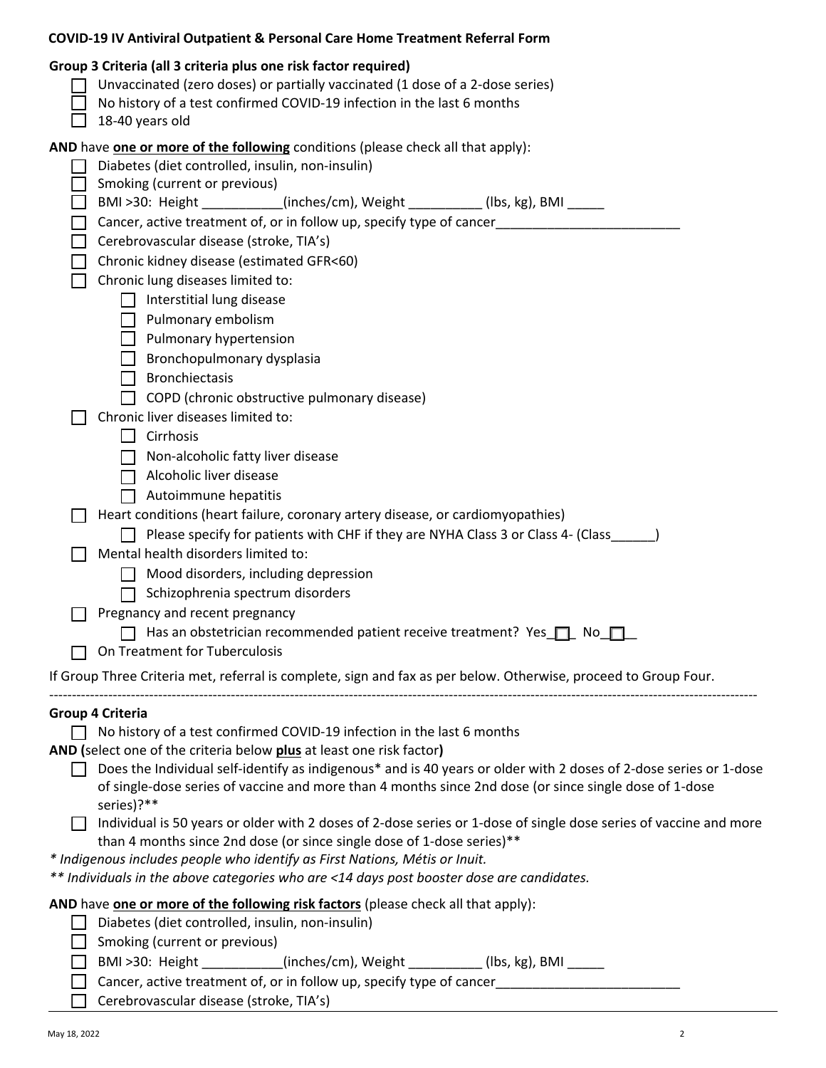**COVID-19 IV Antiviral Outpatient & Personal Care Home Treatment Referral Form**

**Group 3 Criteria (all 3 criteria plus one risk factor required)**

- ☐ Unvaccinated (zero doses) or partially vaccinated (1 dose of a 2-dose series)
- ☐ No history of a test confirmed COVID-19 infection in the last 6 months
- ☐ 18-40 years old

**AND** have **one or more of the following** conditions (please check all that apply):

- ☐ Diabetes (diet controlled, insulin, non-insulin)
- ☐ Smoking (current or previous)
- ☐ BMI >30: Height ___________(inches/cm), Weight __________ (lbs, kg), BMI _____
- ☐ Cancer, active treatment of, or in follow up, specify type of cancer_________________________
- ☐ Cerebrovascular disease (stroke, TIA's)
- ☐ Chronic kidney disease (estimated GFR<60)
- ☐ Chronic lung diseases limited to:
  - ☐ Interstitial lung disease
  - ☐ Pulmonary embolism
  - ☐ Pulmonary hypertension
  - ☐ Bronchopulmonary dysplasia
  - ☐ Bronchiectasis
  - ☐ COPD (chronic obstructive pulmonary disease)
- ☐ Chronic liver diseases limited to:
  - ☐ Cirrhosis
  - ☐ Non-alcoholic fatty liver disease
  - ☐ Alcoholic liver disease
  - ☐ Autoimmune hepatitis
- ☐ Heart conditions (heart failure, coronary artery disease, or cardiomyopathies)
  - ☐ Please specify for patients with CHF if they are NYHA Class 3 or Class 4- (Class______)
- ☐ Mental health disorders limited to:
  - ☐ Mood disorders, including depression
  - ☐ Schizophrenia spectrum disorders
- ☐ Pregnancy and recent pregnancy
  - ☐ Has an obstetrician recommended patient receive treatment? Yes_☐_ No_☐_
- ☐ On Treatment for Tuberculosis

If Group Three Criteria met, referral is complete, sign and fax as per below. Otherwise, proceed to Group Four.

---

**Group 4 Criteria**

- ☐ No history of a test confirmed COVID-19 infection in the last 6 months

**AND (**select one of the criteria below **plus** at least one risk factor**)**

- ☐ Does the Individual self-identify as indigenous* and is 40 years or older with 2 doses of 2-dose series or 1-dose of single-dose series of vaccine and more than 4 months since 2nd dose (or since single dose of 1-dose series)?**
- ☐ Individual is 50 years or older with 2 doses of 2-dose series or 1-dose of single dose series of vaccine and more than 4 months since 2nd dose (or since single dose of 1-dose series)**

*\* Indigenous includes people who identify as First Nations, Métis or Inuit.*

*\*\* Individuals in the above categories who are <14 days post booster dose are candidates.*

**AND** have **one or more of the following risk factors** (please check all that apply):

- ☐ Diabetes (diet controlled, insulin, non-insulin)
- ☐ Smoking (current or previous)
- ☐ BMI >30: Height ___________(inches/cm), Weight __________ (lbs, kg), BMI _____
- ☐ Cancer, active treatment of, or in follow up, specify type of cancer_________________________
- ☐ Cerebrovascular disease (stroke, TIA's)

May 18, 2022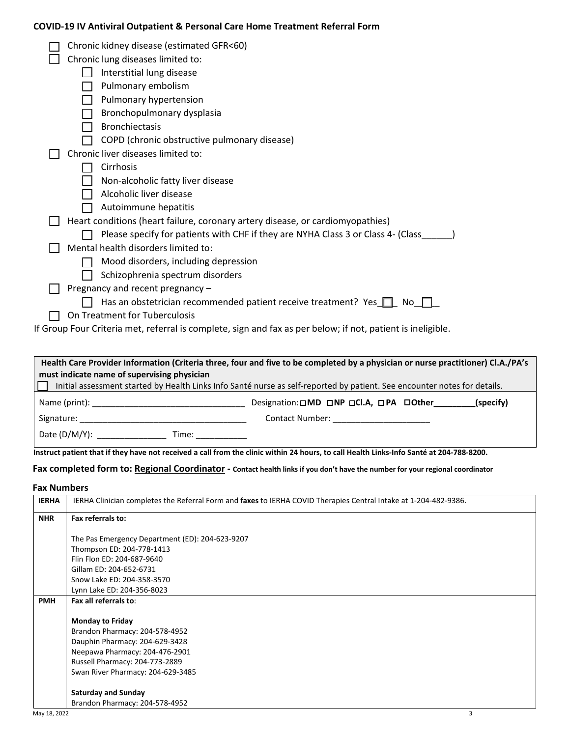**COVID-19 IV Antiviral Outpatient & Personal Care Home Treatment Referral Form**

- ☐ Chronic kidney disease (estimated GFR<60)
- ☐ Chronic lung diseases limited to:
  - ☐ Interstitial lung disease
  - ☐ Pulmonary embolism
  - ☐ Pulmonary hypertension
  - ☐ Bronchopulmonary dysplasia
  - ☐ Bronchiectasis
  - ☐ COPD (chronic obstructive pulmonary disease)
- ☐ Chronic liver diseases limited to:
  - ☐ Cirrhosis
  - ☐ Non-alcoholic fatty liver disease
  - ☐ Alcoholic liver disease
  - ☐ Autoimmune hepatitis
- ☐ Heart conditions (heart failure, coronary artery disease, or cardiomyopathies)
  - ☐ Please specify for patients with CHF if they are NYHA Class 3 or Class 4- (Class______)
- ☐ Mental health disorders limited to:
  - ☐ Mood disorders, including depression
  - ☐ Schizophrenia spectrum disorders
- ☐ Pregnancy and recent pregnancy –
  - ☐ Has an obstetrician recommended patient receive treatment? Yes_☐_ No_☐_
- ☐ On Treatment for Tuberculosis

If Group Four Criteria met, referral is complete, sign and fax as per below; if not, patient is ineligible.

**Health Care Provider Information (Criteria three, four and five to be completed by a physician or nurse practitioner) Cl.A./PA's must indicate name of supervising physician**

☐ Initial assessment started by Health Links Info Santé nurse as self-reported by patient. See encounter notes for details.

Name (print): ________________________________ Designation: ☐**MD** ☐**NP** ☐**Cl.A,** ☐**PA** ☐**Other________(specify)**

Signature: ___________________________________ Contact Number: ____________________

Date (D/M/Y): _______________ Time: ___________

**Instruct patient that if they have not received a call from the clinic within 24 hours, to call Health Links-Info Santé at 204-788-8200.**

**Fax completed form to: Regional Coordinator - Contact health links if you don't have the number for your regional coordinator**

**Fax Numbers**

| | |
|---|---|
| **IERHA** | IERHA Clinician completes the Referral Form and **faxes** to IERHA COVID Therapies Central Intake at 1-204-482-9386. |
| **NHR** | **Fax referrals to:**<br><br>The Pas Emergency Department (ED): 204-623-9207<br>Thompson ED: 204-778-1413<br>Flin Flon ED: 204-687-9640<br>Gillam ED: 204-652-6731<br>Snow Lake ED: 204-358-3570<br>Lynn Lake ED: 204-356-8023 |
| **PMH** | **Fax all referrals to**:<br><br>**Monday to Friday**<br>Brandon Pharmacy: 204-578-4952<br>Dauphin Pharmacy: 204-629-3428<br>Neepawa Pharmacy: 204-476-2901<br>Russell Pharmacy: 204-773-2889<br>Swan River Pharmacy: 204-629-3485<br><br>**Saturday and Sunday**<br>Brandon Pharmacy: 204-578-4952 |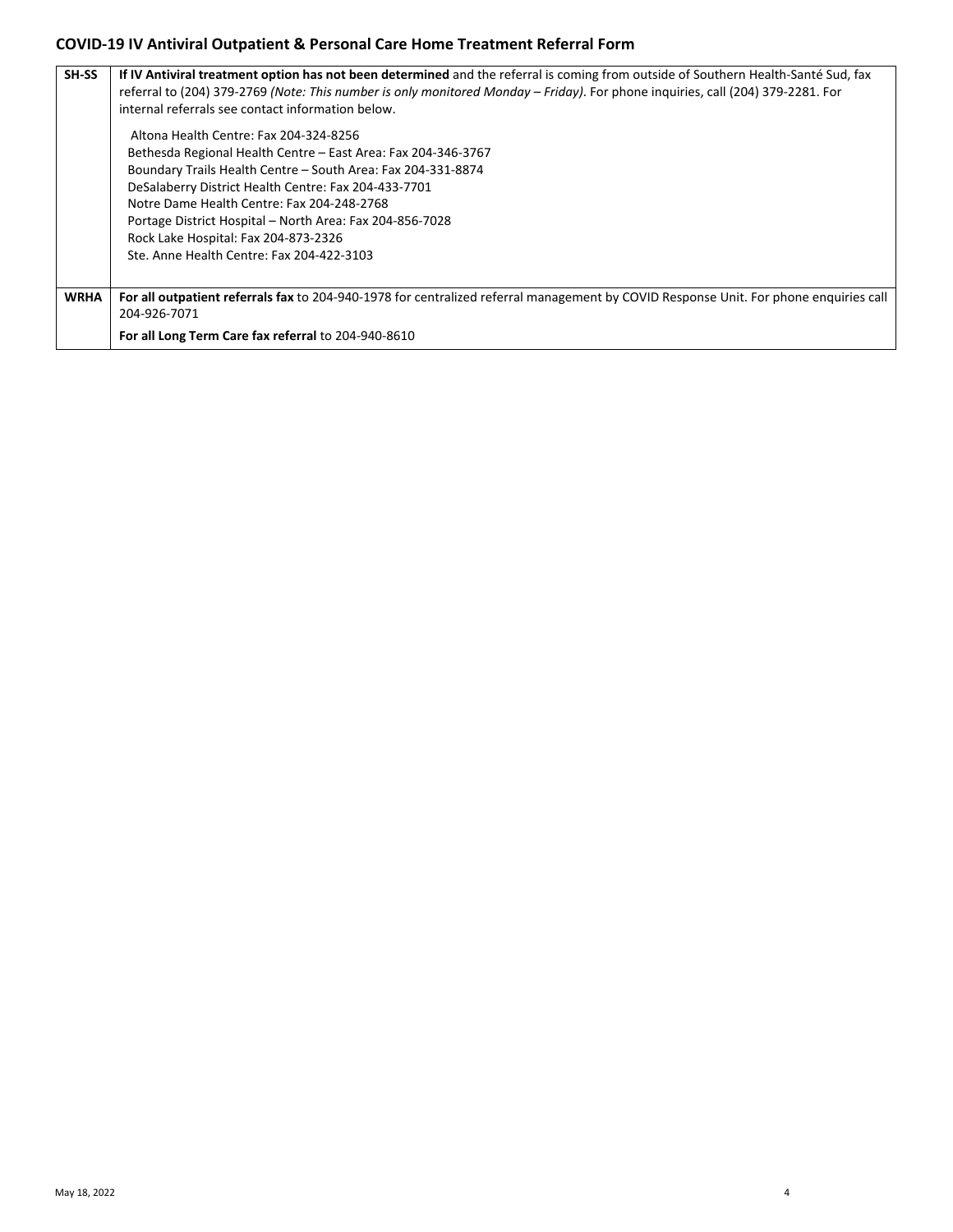## COVID-19 IV Antiviral Outpatient & Personal Care Home Treatment Referral Form

| | |
|---|---|
| **SH-SS** | **If IV Antiviral treatment option has not been determined** and the referral is coming from outside of Southern Health-Santé Sud, fax referral to (204) 379-2769 *(Note: This number is only monitored Monday – Friday)*. For phone inquiries, call (204) 379-2281. For internal referrals see contact information below.<br><br>Altona Health Centre: Fax 204-324-8256<br>Bethesda Regional Health Centre – East Area: Fax 204-346-3767<br>Boundary Trails Health Centre – South Area: Fax 204-331-8874<br>DeSalaberry District Health Centre: Fax 204-433-7701<br>Notre Dame Health Centre: Fax 204-248-2768<br>Portage District Hospital – North Area: Fax 204-856-7028<br>Rock Lake Hospital: Fax 204-873-2326<br>Ste. Anne Health Centre: Fax 204-422-3103 |
| **WRHA** | **For all outpatient referrals fax** to 204-940-1978 for centralized referral management by COVID Response Unit. For phone enquiries call 204-926-7071<br><br>**For all Long Term Care fax referral** to 204-940-8610 |

May 18, 2022